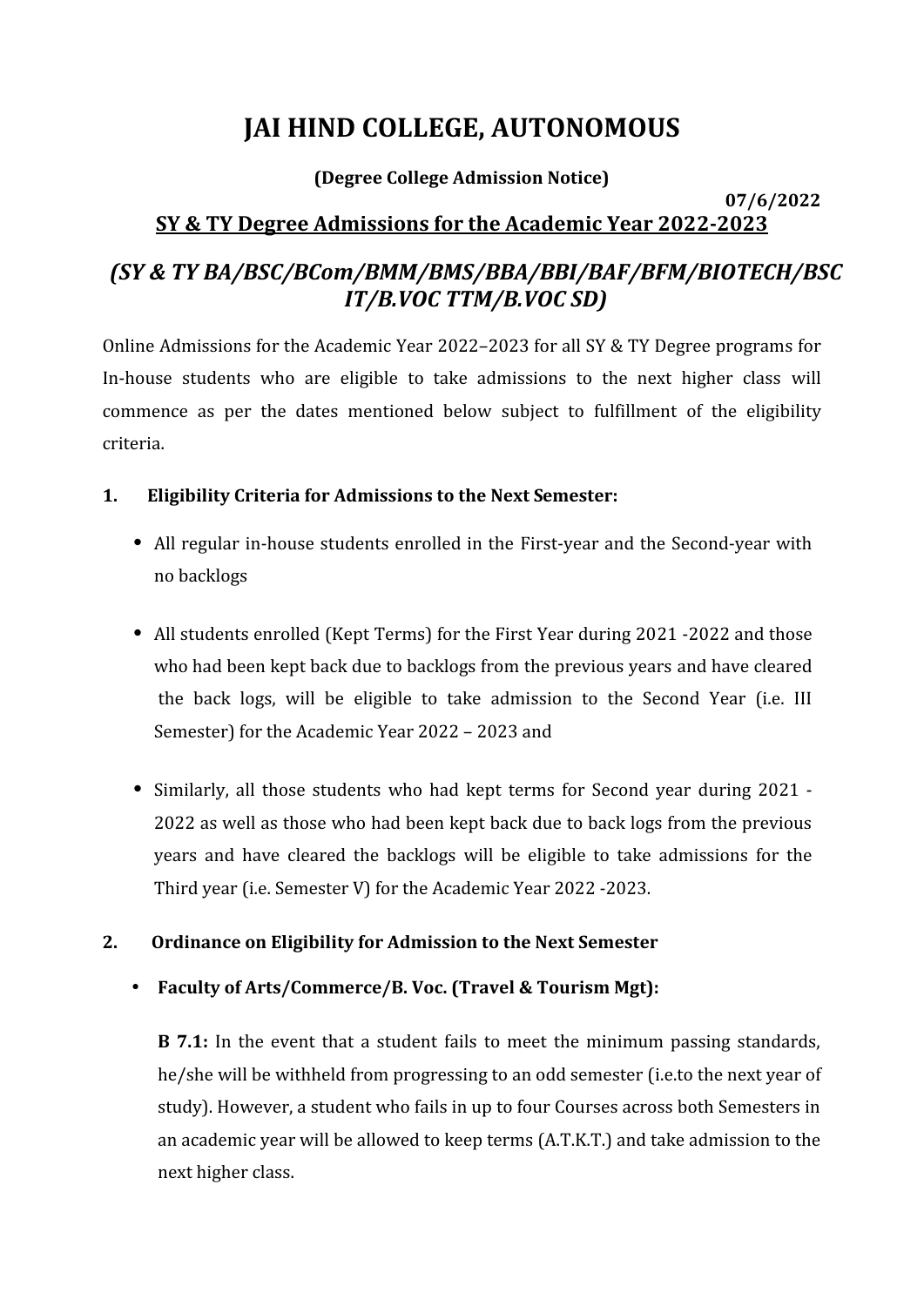# JAI HIND COLLEGE, AUTONOMOUS

**(Degree College Admission Notice)**

**07/6/2022**

## SY & TY Degree Admissions for the Academic Year 2022-2023

## *(SY & TY BA/BSC/BCom/BMM/BMS/BBA/BBI/BAF/BFM/BIOTECH/BSC IT/B.VOC TTM/B.VOC SD)*

Online Admissions for the Academic Year 2022–2023 for all SY & TY Degree programs for In-house students who are eligible to take admissions to the next higher class will commence as per the dates mentioned below subject to fulfillment of the eligibility criteria.

**1. Eligibility Criteria for Admissions to the Next Semester:**

- All regular in-house students enrolled in the First-year and the Second-year with no backlogs
- All students enrolled (Kept Terms) for the First Year during 2021 -2022 and those who had been kept back due to backlogs from the previous years and have cleared the back logs, will be eligible to take admission to the Second Year (i.e. III Semester) for the Academic Year 2022 – 2023 and
- Similarly, all those students who had kept terms for Second year during 2021 - 2022 as well as those who had been kept back due to back logs from the previous years and have cleared the backlogs will be eligible to take admissions for the Third year (i.e. Semester V) for the Academic Year 2022 -2023.

**2. Ordinance on Eligibility for Admission to the Next Semester**

- **Faculty of Arts/Commerce/B. Voc. (Travel & Tourism Mgt):**

  **B 7.1:** In the event that a student fails to meet the minimum passing standards, he/she will be withheld from progressing to an odd semester (i.e.to the next year of study). However, a student who fails in up to four Courses across both Semesters in an academic year will be allowed to keep terms (A.T.K.T.) and take admission to the next higher class.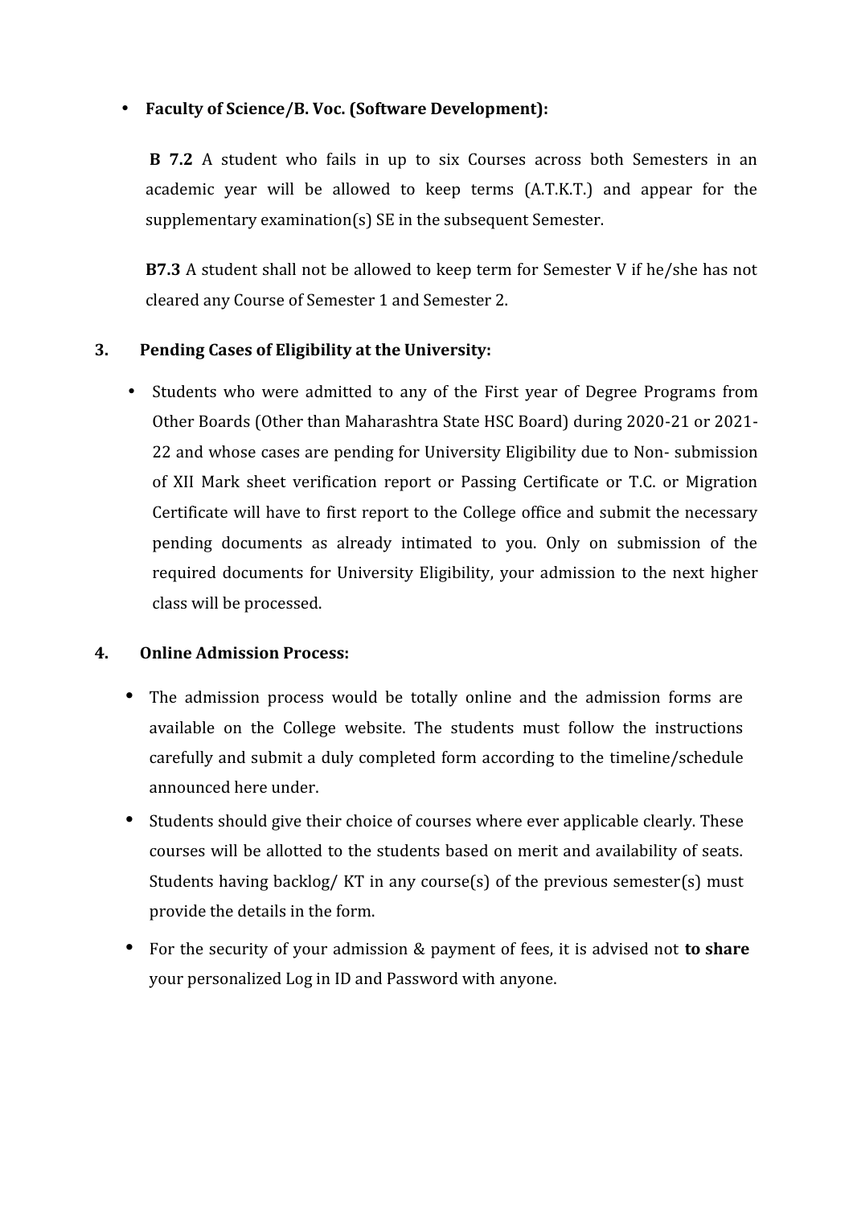- **Faculty of Science/B. Voc. (Software Development):**

  **B 7.2** A student who fails in up to six Courses across both Semesters in an academic year will be allowed to keep terms (A.T.K.T.) and appear for the supplementary examination(s) SE in the subsequent Semester.

  **B7.3** A student shall not be allowed to keep term for Semester V if he/she has not cleared any Course of Semester 1 and Semester 2.

## 3. Pending Cases of Eligibility at the University:

- Students who were admitted to any of the First year of Degree Programs from Other Boards (Other than Maharashtra State HSC Board) during 2020-21 or 2021-22 and whose cases are pending for University Eligibility due to Non- submission of XII Mark sheet verification report or Passing Certificate or T.C. or Migration Certificate will have to first report to the College office and submit the necessary pending documents as already intimated to you. Only on submission of the required documents for University Eligibility, your admission to the next higher class will be processed.

## 4. Online Admission Process:

- The admission process would be totally online and the admission forms are available on the College website. The students must follow the instructions carefully and submit a duly completed form according to the timeline/schedule announced here under.
- Students should give their choice of courses where ever applicable clearly. These courses will be allotted to the students based on merit and availability of seats. Students having backlog/ KT in any course(s) of the previous semester(s) must provide the details in the form.
- For the security of your admission & payment of fees, it is advised not **to share** your personalized Log in ID and Password with anyone.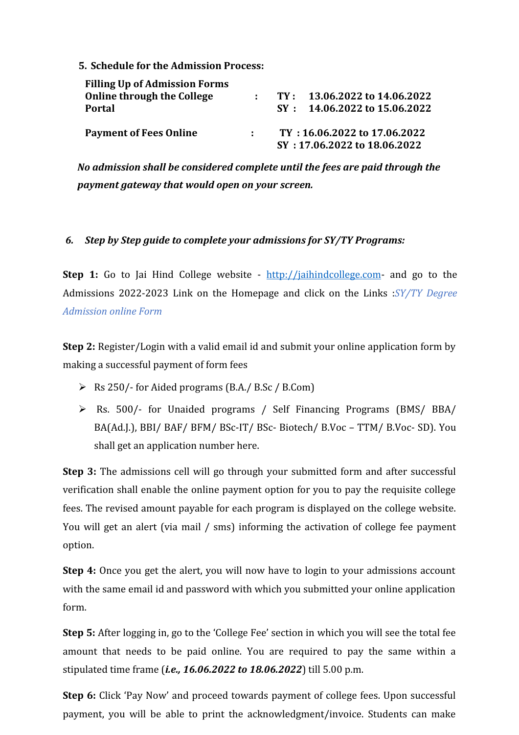**5. Schedule for the Admission Process:**

| | | |
|---|---|---|
| **Filling Up of Admission Forms Online through the College Portal** | **:** | **TY : 13.06.2022 to 14.06.2022**<br>**SY : 14.06.2022 to 15.06.2022** |
| **Payment of Fees Online** | **:** | **TY : 16.06.2022 to 17.06.2022**<br>**SY : 17.06.2022 to 18.06.2022** |

***No admission shall be considered complete until the fees are paid through the payment gateway that would open on your screen.***

***6. Step by Step guide to complete your admissions for SY/TY Programs:***

**Step 1:** Go to Jai Hind College website - [http://jaihindcollege.com](http://jaihindcollege.com)- and go to the Admissions 2022-2023 Link on the Homepage and click on the Links :*SY/TY Degree Admission online Form*

**Step 2:** Register/Login with a valid email id and submit your online application form by making a successful payment of form fees

- Rs 250/- for Aided programs (B.A./ B.Sc / B.Com)
- Rs. 500/- for Unaided programs / Self Financing Programs (BMS/ BBA/ BA(Ad.J.), BBI/ BAF/ BFM/ BSc-IT/ BSc- Biotech/ B.Voc – TTM/ B.Voc- SD). You shall get an application number here.

**Step 3:** The admissions cell will go through your submitted form and after successful verification shall enable the online payment option for you to pay the requisite college fees. The revised amount payable for each program is displayed on the college website. You will get an alert (via mail / sms) informing the activation of college fee payment option.

**Step 4:** Once you get the alert, you will now have to login to your admissions account with the same email id and password with which you submitted your online application form.

**Step 5:** After logging in, go to the 'College Fee' section in which you will see the total fee amount that needs to be paid online. You are required to pay the same within a stipulated time frame (***i.e., 16.06.2022 to 18.06.2022***) till 5.00 p.m.

**Step 6:** Click 'Pay Now' and proceed towards payment of college fees. Upon successful payment, you will be able to print the acknowledgment/invoice. Students can make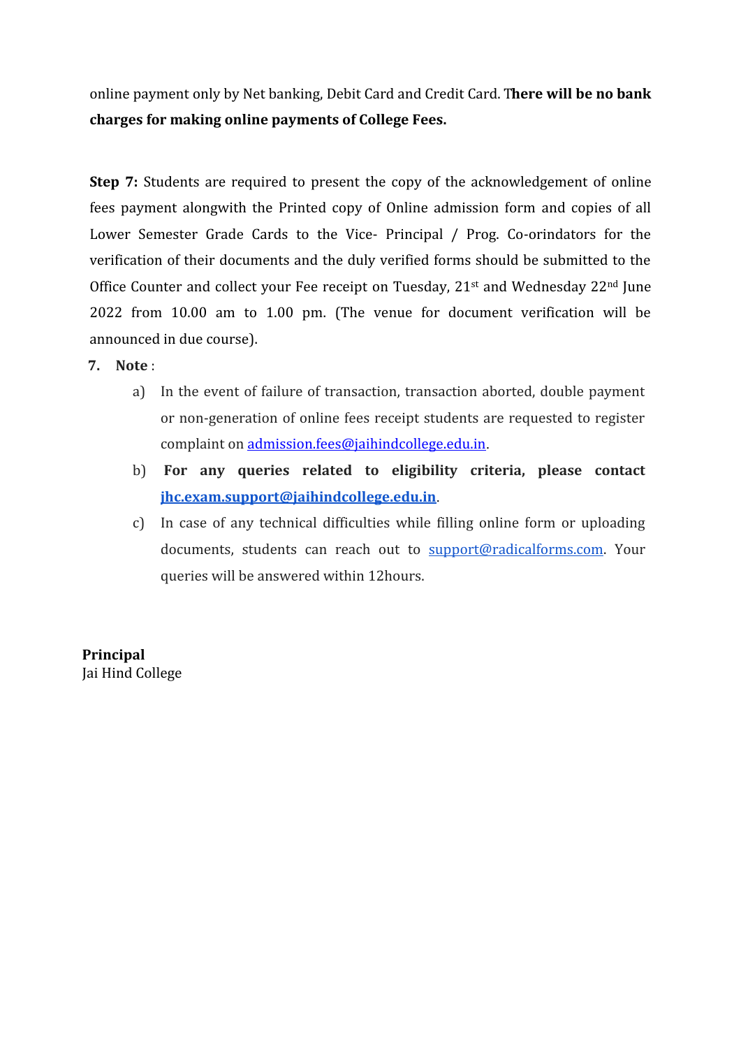online payment only by Net banking, Debit Card and Credit Card. T**here will be no bank charges for making online payments of College Fees.**

**Step 7:** Students are required to present the copy of the acknowledgement of online fees payment alongwith the Printed copy of Online admission form and copies of all Lower Semester Grade Cards to the Vice- Principal / Prog. Co-orindators for the verification of their documents and the duly verified forms should be submitted to the Office Counter and collect your Fee receipt on Tuesday, 21st and Wednesday 22nd June 2022 from 10.00 am to 1.00 pm. (The venue for document verification will be announced in due course).

7. **Note** :
    a) In the event of failure of transaction, transaction aborted, double payment or non-generation of online fees receipt students are requested to register complaint on admission.fees@jaihindcollege.edu.in.
    b) **For any queries related to eligibility criteria, please contact jhc.exam.support@jaihindcollege.edu.in**.
    c) In case of any technical difficulties while filling online form or uploading documents, students can reach out to support@radicalforms.com. Your queries will be answered within 12hours.

**Principal**
Jai Hind College